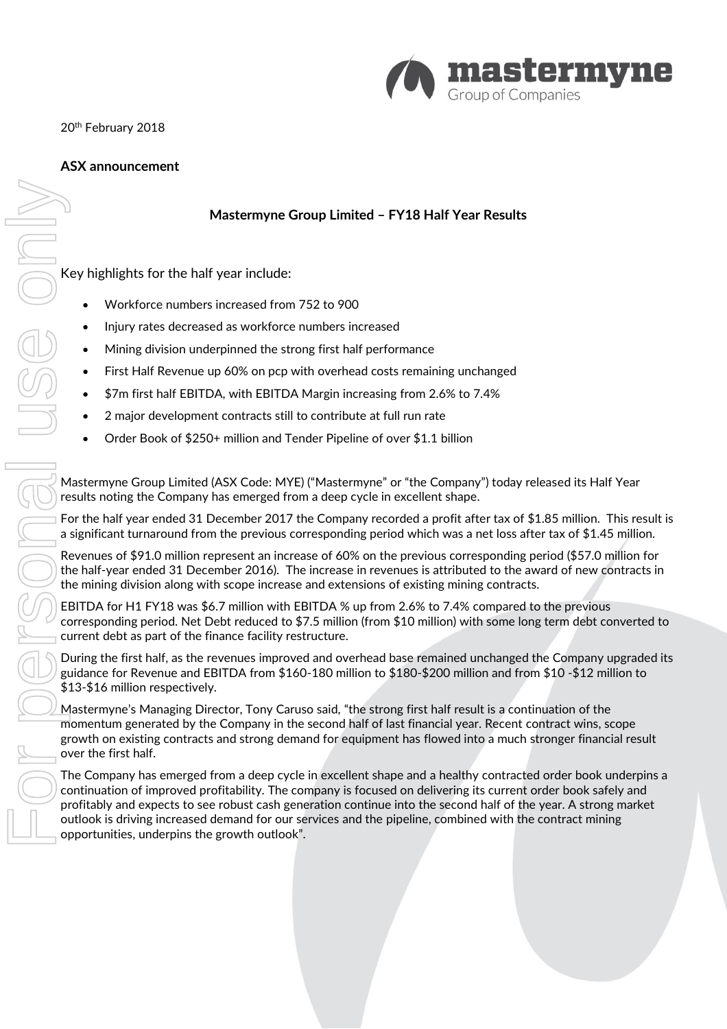20th February 2018

**ASX announcement**

**Mastermyne Group Limited – FY18 Half Year Results**

Key highlights for the half year include:

- Workforce numbers increased from 752 to 900
- Injury rates decreased as workforce numbers increased
- Mining division underpinned the strong first half performance
- First Half Revenue up 60% on pcp with overhead costs remaining unchanged
- $7m first half EBITDA, with EBITDA Margin increasing from 2.6% to 7.4%
- 2 major development contracts still to contribute at full run rate
- Order Book of $250+ million and Tender Pipeline of over $1.1 billion

Mastermyne Group Limited (ASX Code: MYE) ("Mastermyne" or "the Company") today released its Half Year results noting the Company has emerged from a deep cycle in excellent shape.

For the half year ended 31 December 2017 the Company recorded a profit after tax of $1.85 million. This result is a significant turnaround from the previous corresponding period which was a net loss after tax of $1.45 million.

Revenues of $91.0 million represent an increase of 60% on the previous corresponding period ($57.0 million for the half-year ended 31 December 2016). The increase in revenues is attributed to the award of new contracts in the mining division along with scope increase and extensions of existing mining contracts.

EBITDA for H1 FY18 was $6.7 million with EBITDA % up from 2.6% to 7.4% compared to the previous corresponding period. Net Debt reduced to $7.5 million (from $10 million) with some long term debt converted to current debt as part of the finance facility restructure.

During the first half, as the revenues improved and overhead base remained unchanged the Company upgraded its guidance for Revenue and EBITDA from $160-180 million to $180-$200 million and from $10 -$12 million to $13-$16 million respectively.

Mastermyne's Managing Director, Tony Caruso said, "the strong first half result is a continuation of the momentum generated by the Company in the second half of last financial year. Recent contract wins, scope growth on existing contracts and strong demand for equipment has flowed into a much stronger financial result over the first half.

The Company has emerged from a deep cycle in excellent shape and a healthy contracted order book underpins a continuation of improved profitability. The company is focused on delivering its current order book safely and profitably and expects to see robust cash generation continue into the second half of the year. A strong market outlook is driving increased demand for our services and the pipeline, combined with the contract mining opportunities, underpins the growth outlook".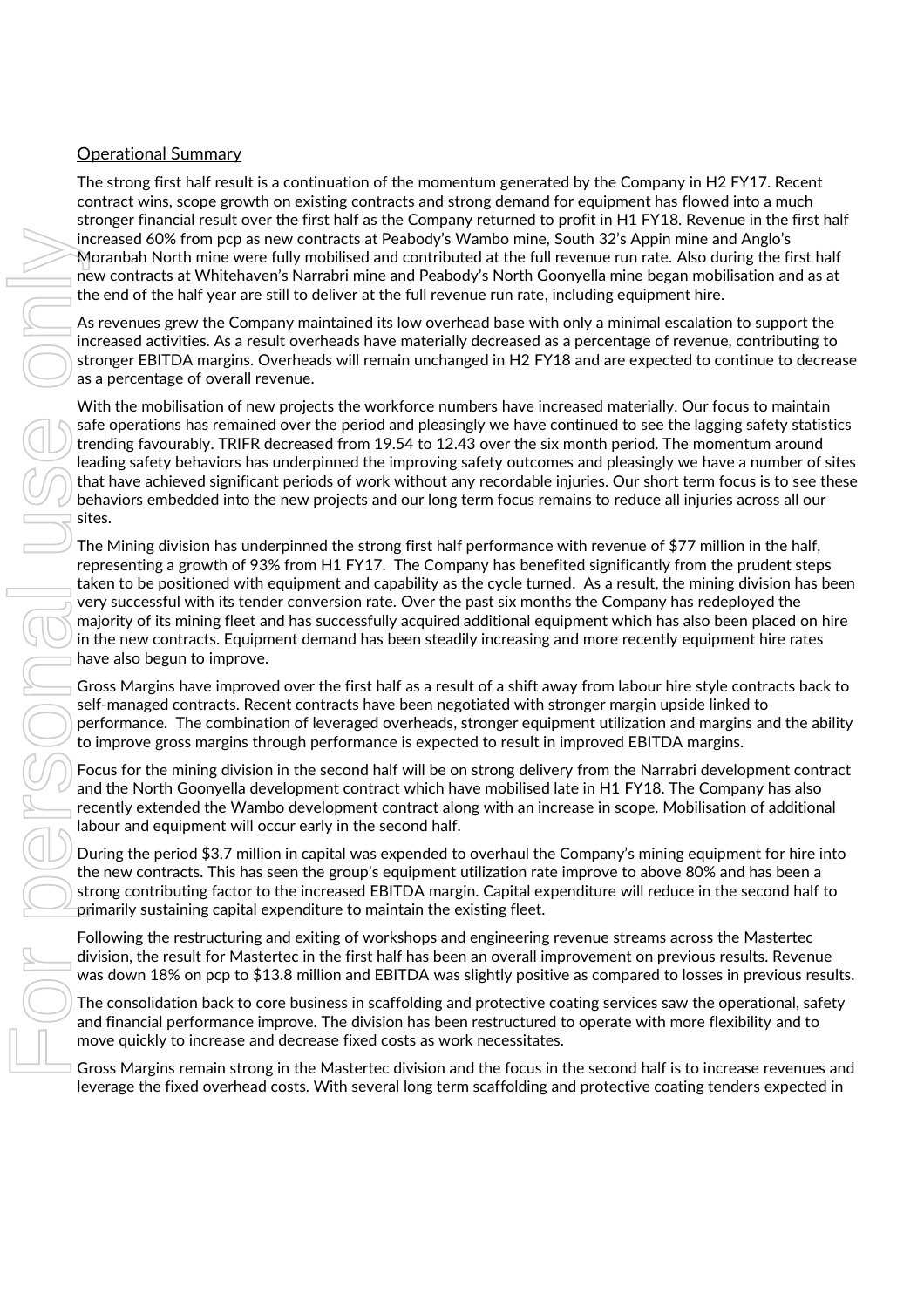Operational Summary

The strong first half result is a continuation of the momentum generated by the Company in H2 FY17. Recent contract wins, scope growth on existing contracts and strong demand for equipment has flowed into a much stronger financial result over the first half as the Company returned to profit in H1 FY18. Revenue in the first half increased 60% from pcp as new contracts at Peabody's Wambo mine, South 32's Appin mine and Anglo's Moranbah North mine were fully mobilised and contributed at the full revenue run rate. Also during the first half new contracts at Whitehaven's Narrabri mine and Peabody's North Goonyella mine began mobilisation and as at the end of the half year are still to deliver at the full revenue run rate, including equipment hire.

As revenues grew the Company maintained its low overhead base with only a minimal escalation to support the increased activities. As a result overheads have materially decreased as a percentage of revenue, contributing to stronger EBITDA margins. Overheads will remain unchanged in H2 FY18 and are expected to continue to decrease as a percentage of overall revenue.

With the mobilisation of new projects the workforce numbers have increased materially. Our focus to maintain safe operations has remained over the period and pleasingly we have continued to see the lagging safety statistics trending favourably. TRIFR decreased from 19.54 to 12.43 over the six month period. The momentum around leading safety behaviors has underpinned the improving safety outcomes and pleasingly we have a number of sites that have achieved significant periods of work without any recordable injuries. Our short term focus is to see these behaviors embedded into the new projects and our long term focus remains to reduce all injuries across all our sites.

The Mining division has underpinned the strong first half performance with revenue of $77 million in the half, representing a growth of 93% from H1 FY17. The Company has benefited significantly from the prudent steps taken to be positioned with equipment and capability as the cycle turned. As a result, the mining division has been very successful with its tender conversion rate. Over the past six months the Company has redeployed the majority of its mining fleet and has successfully acquired additional equipment which has also been placed on hire in the new contracts. Equipment demand has been steadily increasing and more recently equipment hire rates have also begun to improve.

Gross Margins have improved over the first half as a result of a shift away from labour hire style contracts back to self-managed contracts. Recent contracts have been negotiated with stronger margin upside linked to performance. The combination of leveraged overheads, stronger equipment utilization and margins and the ability to improve gross margins through performance is expected to result in improved EBITDA margins.

Focus for the mining division in the second half will be on strong delivery from the Narrabri development contract and the North Goonyella development contract which have mobilised late in H1 FY18. The Company has also recently extended the Wambo development contract along with an increase in scope. Mobilisation of additional labour and equipment will occur early in the second half.

During the period $3.7 million in capital was expended to overhaul the Company's mining equipment for hire into the new contracts. This has seen the group's equipment utilization rate improve to above 80% and has been a strong contributing factor to the increased EBITDA margin. Capital expenditure will reduce in the second half to primarily sustaining capital expenditure to maintain the existing fleet.

Following the restructuring and exiting of workshops and engineering revenue streams across the Mastertec division, the result for Mastertec in the first half has been an overall improvement on previous results. Revenue was down 18% on pcp to $13.8 million and EBITDA was slightly positive as compared to losses in previous results.

The consolidation back to core business in scaffolding and protective coating services saw the operational, safety and financial performance improve. The division has been restructured to operate with more flexibility and to move quickly to increase and decrease fixed costs as work necessitates.

Gross Margins remain strong in the Mastertec division and the focus in the second half is to increase revenues and leverage the fixed overhead costs. With several long term scaffolding and protective coating tenders expected in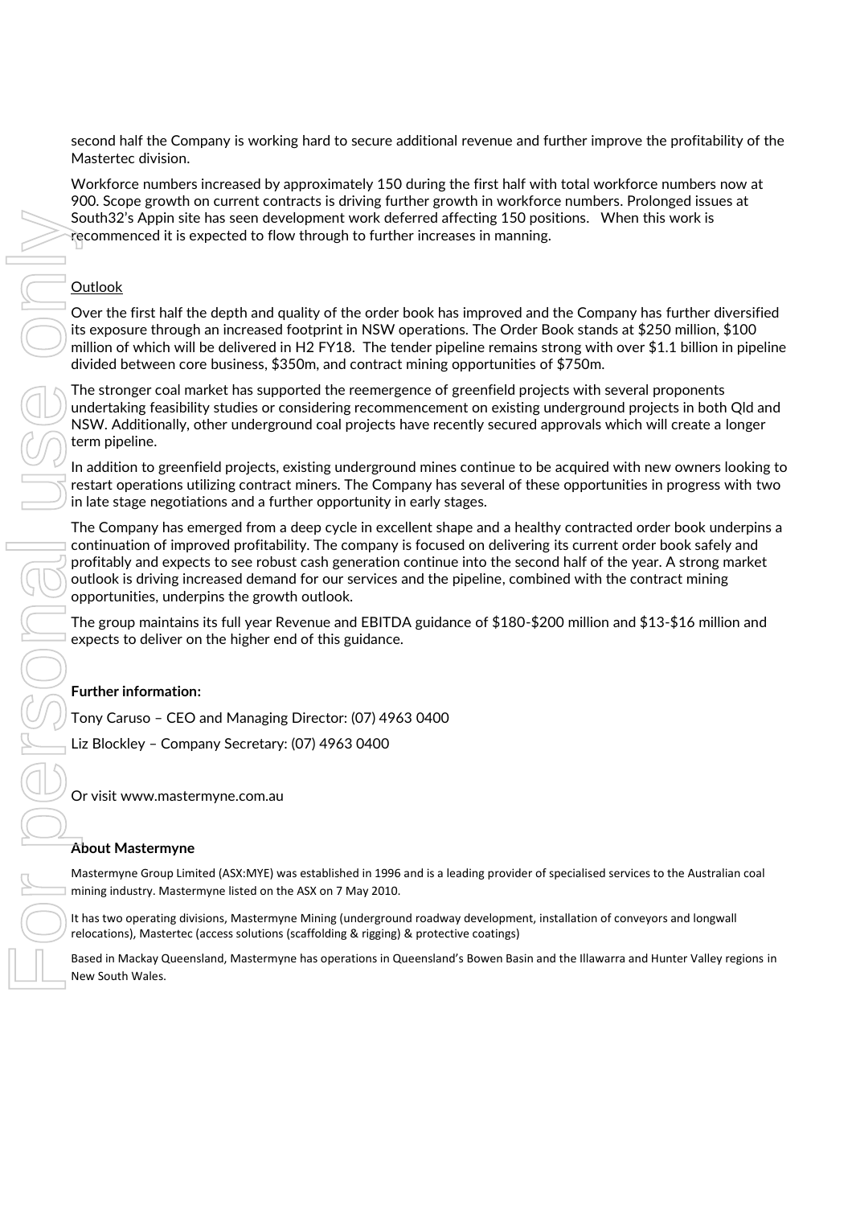second half the Company is working hard to secure additional revenue and further improve the profitability of the Mastertec division.

Workforce numbers increased by approximately 150 during the first half with total workforce numbers now at 900. Scope growth on current contracts is driving further growth in workforce numbers. Prolonged issues at South32's Appin site has seen development work deferred affecting 150 positions. When this work is recommenced it is expected to flow through to further increases in manning.

## Outlook

Over the first half the depth and quality of the order book has improved and the Company has further diversified its exposure through an increased footprint in NSW operations. The Order Book stands at $250 million, $100 million of which will be delivered in H2 FY18. The tender pipeline remains strong with over $1.1 billion in pipeline divided between core business, $350m, and contract mining opportunities of $750m.

The stronger coal market has supported the reemergence of greenfield projects with several proponents undertaking feasibility studies or considering recommencement on existing underground projects in both Qld and NSW. Additionally, other underground coal projects have recently secured approvals which will create a longer term pipeline.

In addition to greenfield projects, existing underground mines continue to be acquired with new owners looking to restart operations utilizing contract miners. The Company has several of these opportunities in progress with two in late stage negotiations and a further opportunity in early stages.

The Company has emerged from a deep cycle in excellent shape and a healthy contracted order book underpins a continuation of improved profitability. The company is focused on delivering its current order book safely and profitably and expects to see robust cash generation continue into the second half of the year. A strong market outlook is driving increased demand for our services and the pipeline, combined with the contract mining opportunities, underpins the growth outlook.

The group maintains its full year Revenue and EBITDA guidance of $180-$200 million and $13-$16 million and expects to deliver on the higher end of this guidance.

**Further information:**

Tony Caruso – CEO and Managing Director: (07) 4963 0400

Liz Blockley – Company Secretary: (07) 4963 0400

Or visit www.mastermyne.com.au

**About Mastermyne**

Mastermyne Group Limited (ASX:MYE) was established in 1996 and is a leading provider of specialised services to the Australian coal mining industry. Mastermyne listed on the ASX on 7 May 2010.

It has two operating divisions, Mastermyne Mining (underground roadway development, installation of conveyors and longwall relocations), Mastertec (access solutions (scaffolding & rigging) & protective coatings)

Based in Mackay Queensland, Mastermyne has operations in Queensland's Bowen Basin and the Illawarra and Hunter Valley regions in New South Wales.